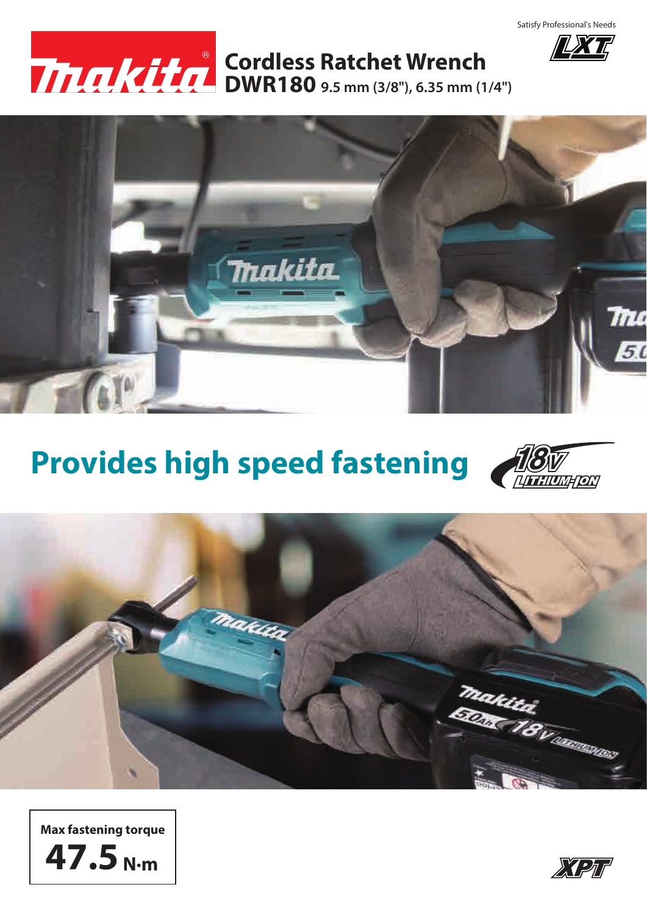Satisfy Professional's Needs

# Cordless Ratchet Wrench

## DWR180 9.5 mm (3/8"), 6.35 mm (1/4")

## Provides high speed fastening

18V LITHIUM-ION

**Max fastening torque**

**47.5 N·m**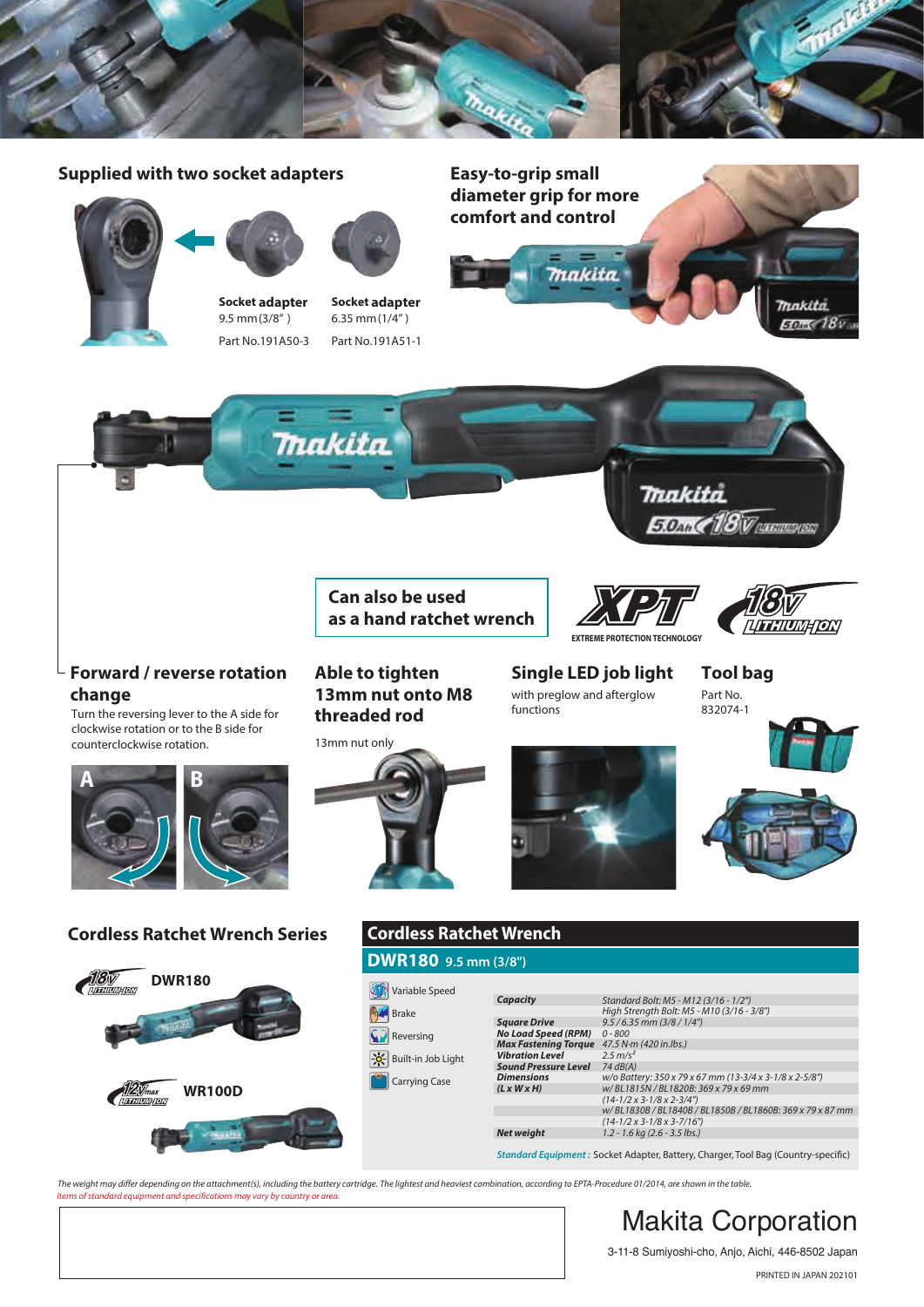## Supplied with two socket adapters

**Socket adapter**
9.5 mm (3/8" )
Part No.191A50-3

**Socket adapter**
6.35 mm (1/4" )
Part No.191A51-1

## Easy-to-grip small diameter grip for more comfort and control

## Can also be used as a hand ratchet wrench

EXTREME PROTECTION TECHNOLOGY

## Forward / reverse rotation change

Turn the reversing lever to the A side for clockwise rotation or to the B side for counterclockwise rotation.

## Able to tighten 13mm nut onto M8 threaded rod

13mm nut only

## Single LED job light

with preglow and afterglow functions

## Tool bag

Part No.
832074-1

## Cordless Ratchet Wrench Series

DWR180

WR100D

## Cordless Ratchet Wrench

### DWR180 9.5 mm (3/8")

- Variable Speed
- Brake
- Reversing
- Built-in Job Light
- Carrying Case

| | |
|---|---|
| **Capacity** | Standard Bolt: M5 - M12 (3/16 - 1/2")<br>High Strength Bolt: M5 - M10 (3/16 - 3/8") |
| **Square Drive** | 9.5 / 6.35 mm (3/8 / 1/4") |
| **No Load Speed (RPM)** | 0 - 800 |
| **Max Fastening Torque** | 47.5 N·m (420 in.lbs.) |
| **Vibration Level** | 2.5 m/s² |
| **Sound Pressure Level** | 74 dB(A) |
| **Dimensions (L x W x H)** | w/o Battery: 350 x 79 x 67 mm (13-3/4 x 3-1/8 x 2-5/8")<br>w/ BL1815N / BL1820B: 369 x 79 x 69 mm (14-1/2 x 3-1/8 x 2-3/4")<br>w/ BL1830B / BL1840B / BL1850B / BL1860B: 369 x 79 x 87 mm (14-1/2 x 3-1/8 x 3-7/16") |
| **Net weight** | 1.2 - 1.6 kg (2.6 - 3.5 lbs.) |

*Standard Equipment :* Socket Adapter, Battery, Charger, Tool Bag (Country-specific)

*The weight may differ depending on the attachment(s), including the battery cartridge. The lightest and heaviest combination, according to EPTA-Procedure 01/2014, are shown in the table.*
*Items of standard equipment and specifications may vary by country or area.*

**Makita Corporation**
3-11-8 Sumiyoshi-cho, Anjo, Aichi, 446-8502 Japan

PRINTED IN JAPAN 202101